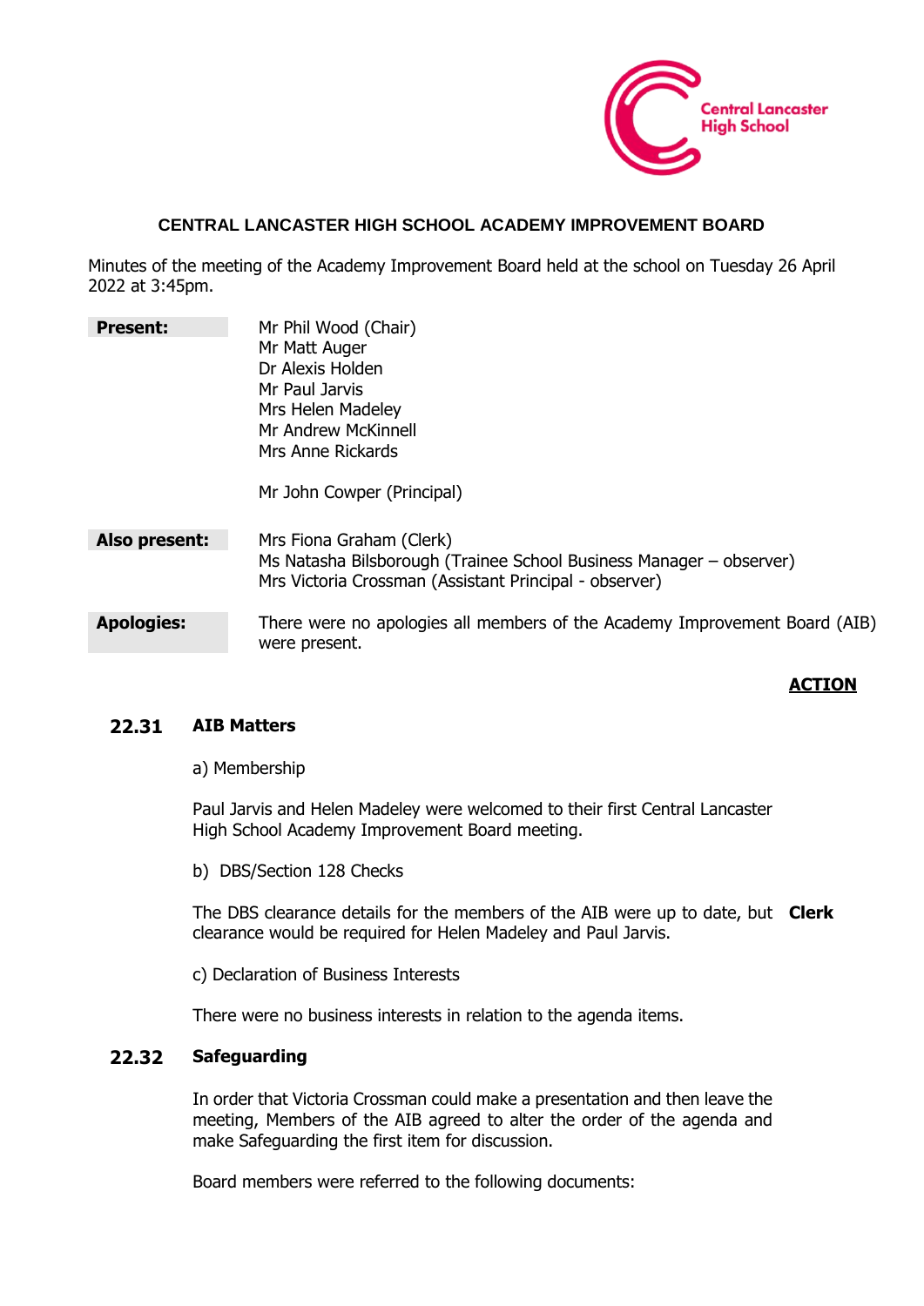Central Lancaster High School

# CENTRAL LANCASTER HIGH SCHOOL ACADEMY IMPROVEMENT BOARD

Minutes of the meeting of the Academy Improvement Board held at the school on Tuesday 26 April 2022 at 3:45pm.

| | |
|---|---|
| **Present:** | Mr Phil Wood (Chair)<br>Mr Matt Auger<br>Dr Alexis Holden<br>Mr Paul Jarvis<br>Mrs Helen Madeley<br>Mr Andrew McKinnell<br>Mrs Anne Rickards<br><br>Mr John Cowper (Principal) |
| **Also present:** | Mrs Fiona Graham (Clerk)<br>Ms Natasha Bilsborough (Trainee School Business Manager – observer)<br>Mrs Victoria Crossman (Assistant Principal - observer) |
| **Apologies:** | There were no apologies all members of the Academy Improvement Board (AIB) were present. |

**ACTION**

## 22.31 AIB Matters

a) Membership

Paul Jarvis and Helen Madeley were welcomed to their first Central Lancaster High School Academy Improvement Board meeting.

b) DBS/Section 128 Checks

The DBS clearance details for the members of the AIB were up to date, but clearance would be required for Helen Madeley and Paul Jarvis. **Clerk**

c) Declaration of Business Interests

There were no business interests in relation to the agenda items.

## 22.32 Safeguarding

In order that Victoria Crossman could make a presentation and then leave the meeting, Members of the AIB agreed to alter the order of the agenda and make Safeguarding the first item for discussion.

Board members were referred to the following documents: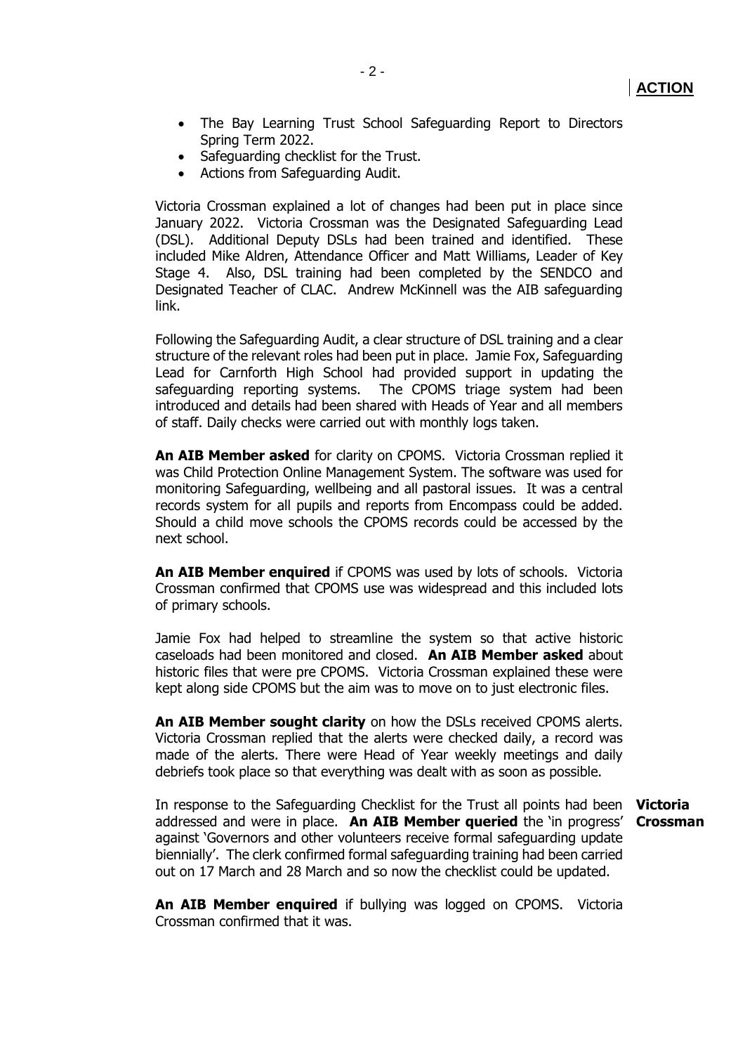**ACTION**

- The Bay Learning Trust School Safeguarding Report to Directors Spring Term 2022.
- Safeguarding checklist for the Trust.
- Actions from Safeguarding Audit.

Victoria Crossman explained a lot of changes had been put in place since January 2022. Victoria Crossman was the Designated Safeguarding Lead (DSL). Additional Deputy DSLs had been trained and identified. These included Mike Aldren, Attendance Officer and Matt Williams, Leader of Key Stage 4. Also, DSL training had been completed by the SENDCO and Designated Teacher of CLAC. Andrew McKinnell was the AIB safeguarding link.

Following the Safeguarding Audit, a clear structure of DSL training and a clear structure of the relevant roles had been put in place. Jamie Fox, Safeguarding Lead for Carnforth High School had provided support in updating the safeguarding reporting systems. The CPOMS triage system had been introduced and details had been shared with Heads of Year and all members of staff. Daily checks were carried out with monthly logs taken.

**An AIB Member asked** for clarity on CPOMS. Victoria Crossman replied it was Child Protection Online Management System. The software was used for monitoring Safeguarding, wellbeing and all pastoral issues. It was a central records system for all pupils and reports from Encompass could be added. Should a child move schools the CPOMS records could be accessed by the next school.

**An AIB Member enquired** if CPOMS was used by lots of schools. Victoria Crossman confirmed that CPOMS use was widespread and this included lots of primary schools.

Jamie Fox had helped to streamline the system so that active historic caseloads had been monitored and closed. **An AIB Member asked** about historic files that were pre CPOMS. Victoria Crossman explained these were kept along side CPOMS but the aim was to move on to just electronic files.

**An AIB Member sought clarity** on how the DSLs received CPOMS alerts. Victoria Crossman replied that the alerts were checked daily, a record was made of the alerts. There were Head of Year weekly meetings and daily debriefs took place so that everything was dealt with as soon as possible.

In response to the Safeguarding Checklist for the Trust all points had been addressed and were in place. **An AIB Member queried** the 'in progress' against 'Governors and other volunteers receive formal safeguarding update biennially'. The clerk confirmed formal safeguarding training had been carried out on 17 March and 28 March and so now the checklist could be updated. **Victoria Crossman**

**An AIB Member enquired** if bullying was logged on CPOMS. Victoria Crossman confirmed that it was.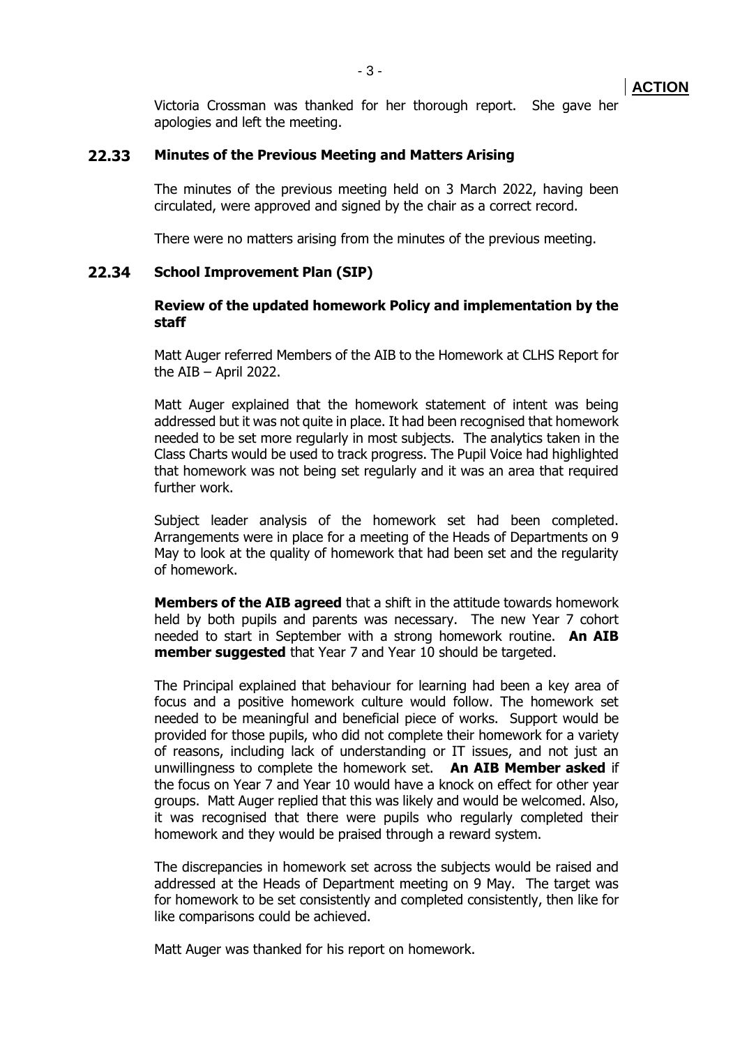**ACTION**

Victoria Crossman was thanked for her thorough report. She gave her apologies and left the meeting.

## 22.33 Minutes of the Previous Meeting and Matters Arising

The minutes of the previous meeting held on 3 March 2022, having been circulated, were approved and signed by the chair as a correct record.

There were no matters arising from the minutes of the previous meeting.

## 22.34 School Improvement Plan (SIP)

**Review of the updated homework Policy and implementation by the staff**

Matt Auger referred Members of the AIB to the Homework at CLHS Report for the AIB – April 2022.

Matt Auger explained that the homework statement of intent was being addressed but it was not quite in place. It had been recognised that homework needed to be set more regularly in most subjects. The analytics taken in the Class Charts would be used to track progress. The Pupil Voice had highlighted that homework was not being set regularly and it was an area that required further work.

Subject leader analysis of the homework set had been completed. Arrangements were in place for a meeting of the Heads of Departments on 9 May to look at the quality of homework that had been set and the regularity of homework.

**Members of the AIB agreed** that a shift in the attitude towards homework held by both pupils and parents was necessary. The new Year 7 cohort needed to start in September with a strong homework routine. **An AIB member suggested** that Year 7 and Year 10 should be targeted.

The Principal explained that behaviour for learning had been a key area of focus and a positive homework culture would follow. The homework set needed to be meaningful and beneficial piece of works. Support would be provided for those pupils, who did not complete their homework for a variety of reasons, including lack of understanding or IT issues, and not just an unwillingness to complete the homework set. **An AIB Member asked** if the focus on Year 7 and Year 10 would have a knock on effect for other year groups. Matt Auger replied that this was likely and would be welcomed. Also, it was recognised that there were pupils who regularly completed their homework and they would be praised through a reward system.

The discrepancies in homework set across the subjects would be raised and addressed at the Heads of Department meeting on 9 May. The target was for homework to be set consistently and completed consistently, then like for like comparisons could be achieved.

Matt Auger was thanked for his report on homework.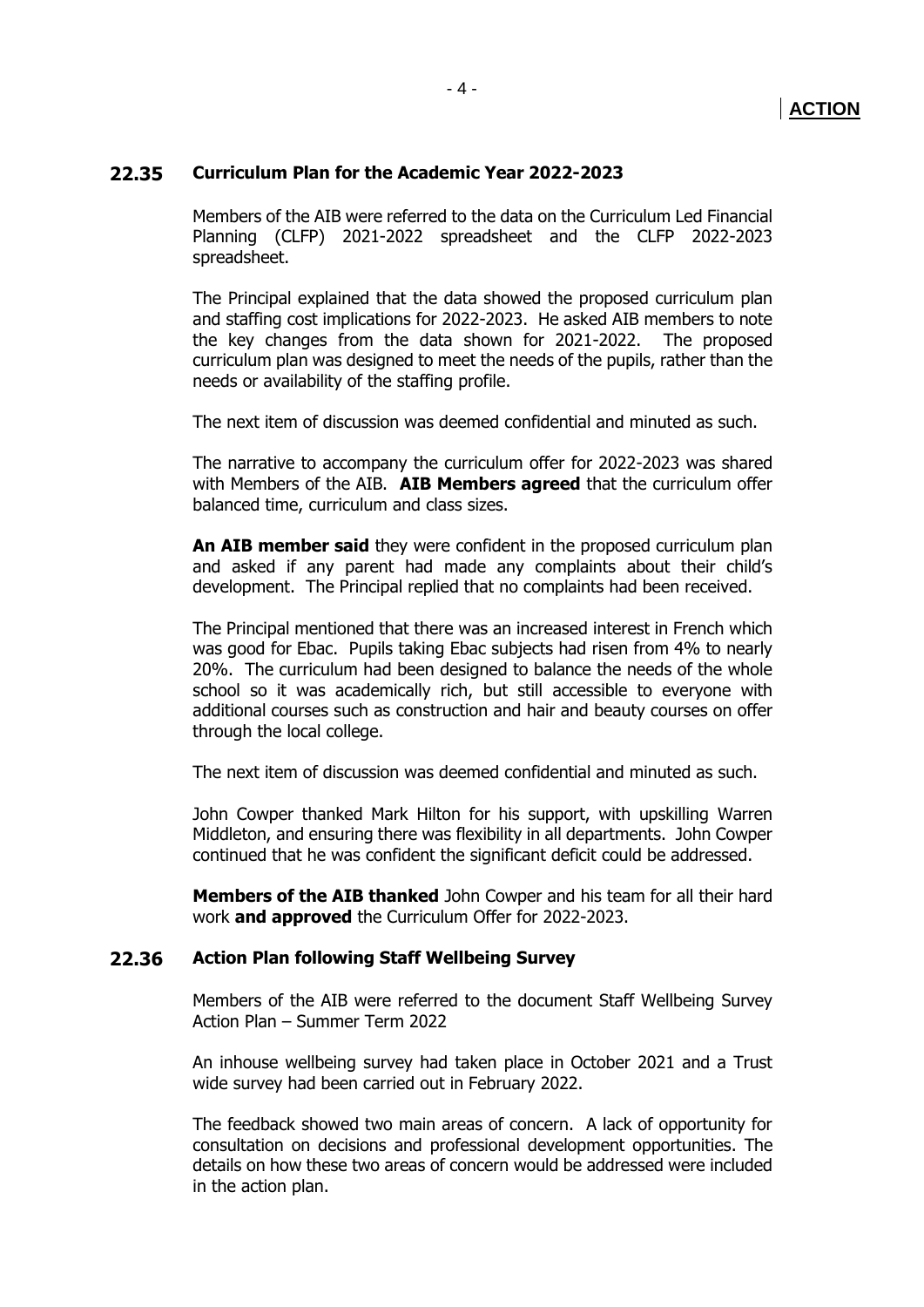**ACTION**

## 22.35 Curriculum Plan for the Academic Year 2022-2023

Members of the AIB were referred to the data on the Curriculum Led Financial Planning (CLFP) 2021-2022 spreadsheet and the CLFP 2022-2023 spreadsheet.

The Principal explained that the data showed the proposed curriculum plan and staffing cost implications for 2022-2023. He asked AIB members to note the key changes from the data shown for 2021-2022. The proposed curriculum plan was designed to meet the needs of the pupils, rather than the needs or availability of the staffing profile.

The next item of discussion was deemed confidential and minuted as such.

The narrative to accompany the curriculum offer for 2022-2023 was shared with Members of the AIB. **AIB Members agreed** that the curriculum offer balanced time, curriculum and class sizes.

**An AIB member said** they were confident in the proposed curriculum plan and asked if any parent had made any complaints about their child's development. The Principal replied that no complaints had been received.

The Principal mentioned that there was an increased interest in French which was good for Ebac. Pupils taking Ebac subjects had risen from 4% to nearly 20%. The curriculum had been designed to balance the needs of the whole school so it was academically rich, but still accessible to everyone with additional courses such as construction and hair and beauty courses on offer through the local college.

The next item of discussion was deemed confidential and minuted as such.

John Cowper thanked Mark Hilton for his support, with upskilling Warren Middleton, and ensuring there was flexibility in all departments. John Cowper continued that he was confident the significant deficit could be addressed.

**Members of the AIB thanked** John Cowper and his team for all their hard work **and approved** the Curriculum Offer for 2022-2023.

## 22.36 Action Plan following Staff Wellbeing Survey

Members of the AIB were referred to the document Staff Wellbeing Survey Action Plan – Summer Term 2022

An inhouse wellbeing survey had taken place in October 2021 and a Trust wide survey had been carried out in February 2022.

The feedback showed two main areas of concern. A lack of opportunity for consultation on decisions and professional development opportunities. The details on how these two areas of concern would be addressed were included in the action plan.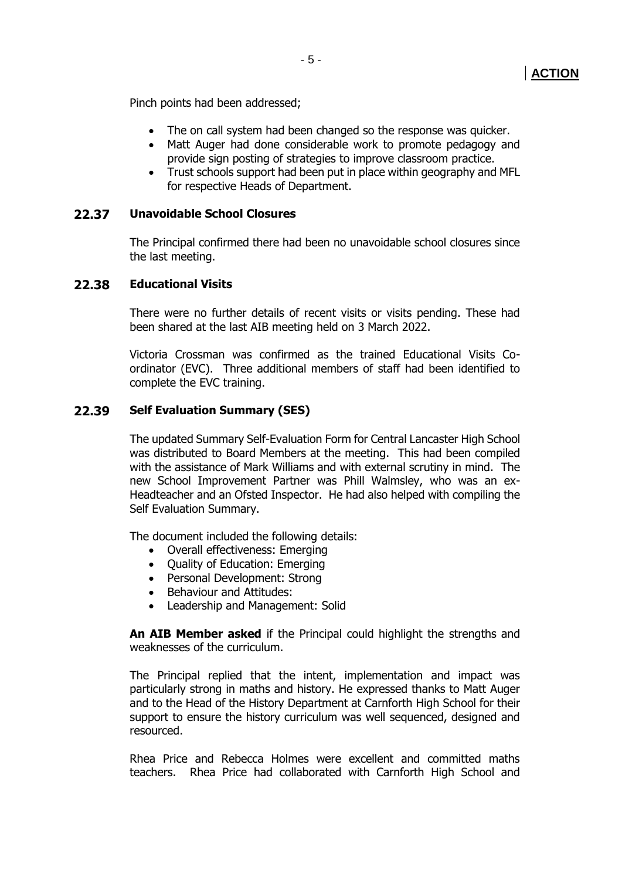**ACTION**

Pinch points had been addressed;

- The on call system had been changed so the response was quicker.
- Matt Auger had done considerable work to promote pedagogy and provide sign posting of strategies to improve classroom practice.
- Trust schools support had been put in place within geography and MFL for respective Heads of Department.

## 22.37 Unavoidable School Closures

The Principal confirmed there had been no unavoidable school closures since the last meeting.

## 22.38 Educational Visits

There were no further details of recent visits or visits pending. These had been shared at the last AIB meeting held on 3 March 2022.

Victoria Crossman was confirmed as the trained Educational Visits Co-ordinator (EVC). Three additional members of staff had been identified to complete the EVC training.

## 22.39 Self Evaluation Summary (SES)

The updated Summary Self-Evaluation Form for Central Lancaster High School was distributed to Board Members at the meeting. This had been compiled with the assistance of Mark Williams and with external scrutiny in mind. The new School Improvement Partner was Phill Walmsley, who was an ex-Headteacher and an Ofsted Inspector. He had also helped with compiling the Self Evaluation Summary.

The document included the following details:

- Overall effectiveness: Emerging
- Quality of Education: Emerging
- Personal Development: Strong
- Behaviour and Attitudes:
- Leadership and Management: Solid

**An AIB Member asked** if the Principal could highlight the strengths and weaknesses of the curriculum.

The Principal replied that the intent, implementation and impact was particularly strong in maths and history. He expressed thanks to Matt Auger and to the Head of the History Department at Carnforth High School for their support to ensure the history curriculum was well sequenced, designed and resourced.

Rhea Price and Rebecca Holmes were excellent and committed maths teachers. Rhea Price had collaborated with Carnforth High School and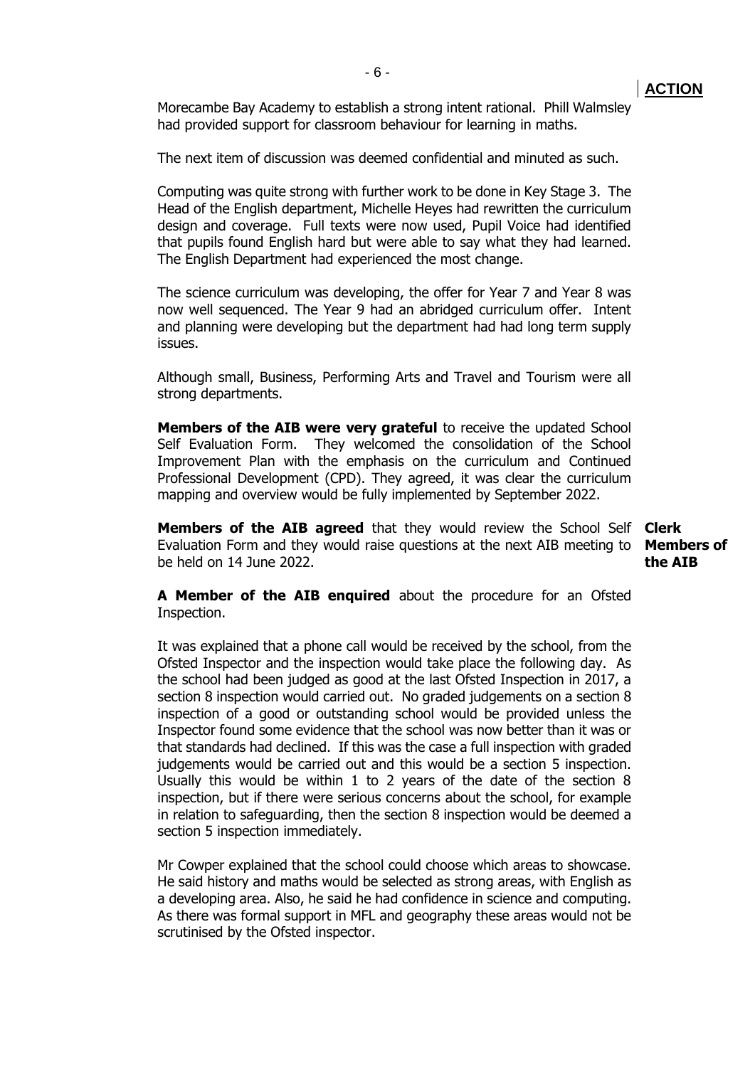**ACTION**

Morecambe Bay Academy to establish a strong intent rational. Phill Walmsley had provided support for classroom behaviour for learning in maths.

The next item of discussion was deemed confidential and minuted as such.

Computing was quite strong with further work to be done in Key Stage 3. The Head of the English department, Michelle Heyes had rewritten the curriculum design and coverage. Full texts were now used, Pupil Voice had identified that pupils found English hard but were able to say what they had learned. The English Department had experienced the most change.

The science curriculum was developing, the offer for Year 7 and Year 8 was now well sequenced. The Year 9 had an abridged curriculum offer. Intent and planning were developing but the department had had long term supply issues.

Although small, Business, Performing Arts and Travel and Tourism were all strong departments.

**Members of the AIB were very grateful** to receive the updated School Self Evaluation Form. They welcomed the consolidation of the School Improvement Plan with the emphasis on the curriculum and Continued Professional Development (CPD). They agreed, it was clear the curriculum mapping and overview would be fully implemented by September 2022.

**Members of the AIB agreed** that they would review the School Self Evaluation Form and they would raise questions at the next AIB meeting to be held on 14 June 2022.

**Clerk**
**Members of the AIB**

**A Member of the AIB enquired** about the procedure for an Ofsted Inspection.

It was explained that a phone call would be received by the school, from the Ofsted Inspector and the inspection would take place the following day. As the school had been judged as good at the last Ofsted Inspection in 2017, a section 8 inspection would carried out. No graded judgements on a section 8 inspection of a good or outstanding school would be provided unless the Inspector found some evidence that the school was now better than it was or that standards had declined. If this was the case a full inspection with graded judgements would be carried out and this would be a section 5 inspection. Usually this would be within 1 to 2 years of the date of the section 8 inspection, but if there were serious concerns about the school, for example in relation to safeguarding, then the section 8 inspection would be deemed a section 5 inspection immediately.

Mr Cowper explained that the school could choose which areas to showcase. He said history and maths would be selected as strong areas, with English as a developing area. Also, he said he had confidence in science and computing. As there was formal support in MFL and geography these areas would not be scrutinised by the Ofsted inspector.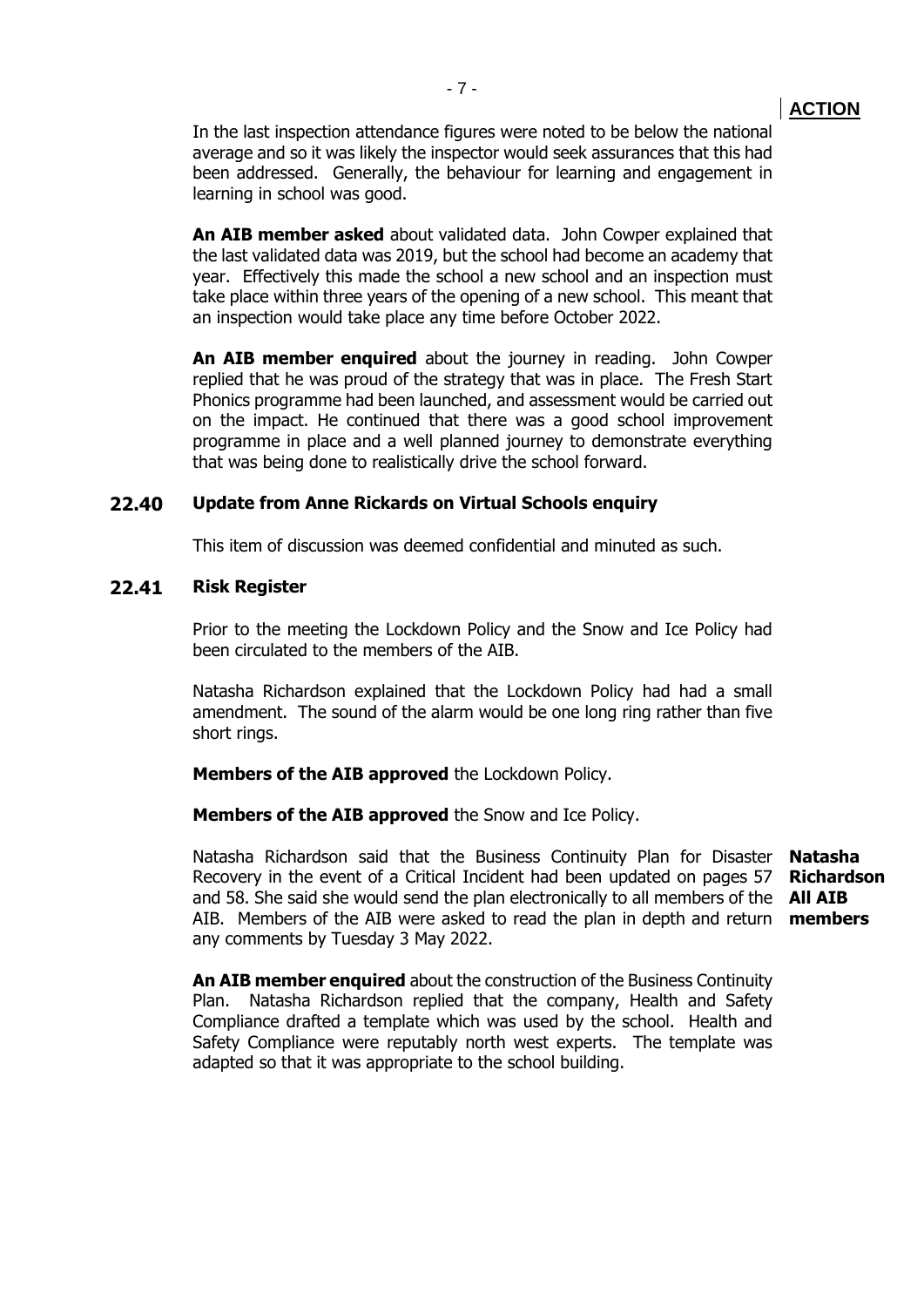**ACTION**

In the last inspection attendance figures were noted to be below the national average and so it was likely the inspector would seek assurances that this had been addressed. Generally, the behaviour for learning and engagement in learning in school was good.

**An AIB member asked** about validated data. John Cowper explained that the last validated data was 2019, but the school had become an academy that year. Effectively this made the school a new school and an inspection must take place within three years of the opening of a new school. This meant that an inspection would take place any time before October 2022.

**An AIB member enquired** about the journey in reading. John Cowper replied that he was proud of the strategy that was in place. The Fresh Start Phonics programme had been launched, and assessment would be carried out on the impact. He continued that there was a good school improvement programme in place and a well planned journey to demonstrate everything that was being done to realistically drive the school forward.

## 22.40 Update from Anne Rickards on Virtual Schools enquiry

This item of discussion was deemed confidential and minuted as such.

## 22.41 Risk Register

Prior to the meeting the Lockdown Policy and the Snow and Ice Policy had been circulated to the members of the AIB.

Natasha Richardson explained that the Lockdown Policy had had a small amendment. The sound of the alarm would be one long ring rather than five short rings.

**Members of the AIB approved** the Lockdown Policy.

**Members of the AIB approved** the Snow and Ice Policy.

Natasha Richardson said that the Business Continuity Plan for Disaster Recovery in the event of a Critical Incident had been updated on pages 57 and 58. She said she would send the plan electronically to all members of the AIB. Members of the AIB were asked to read the plan in depth and return any comments by Tuesday 3 May 2022.

**Natasha Richardson**
**All AIB members**

**An AIB member enquired** about the construction of the Business Continuity Plan. Natasha Richardson replied that the company, Health and Safety Compliance drafted a template which was used by the school. Health and Safety Compliance were reputably north west experts. The template was adapted so that it was appropriate to the school building.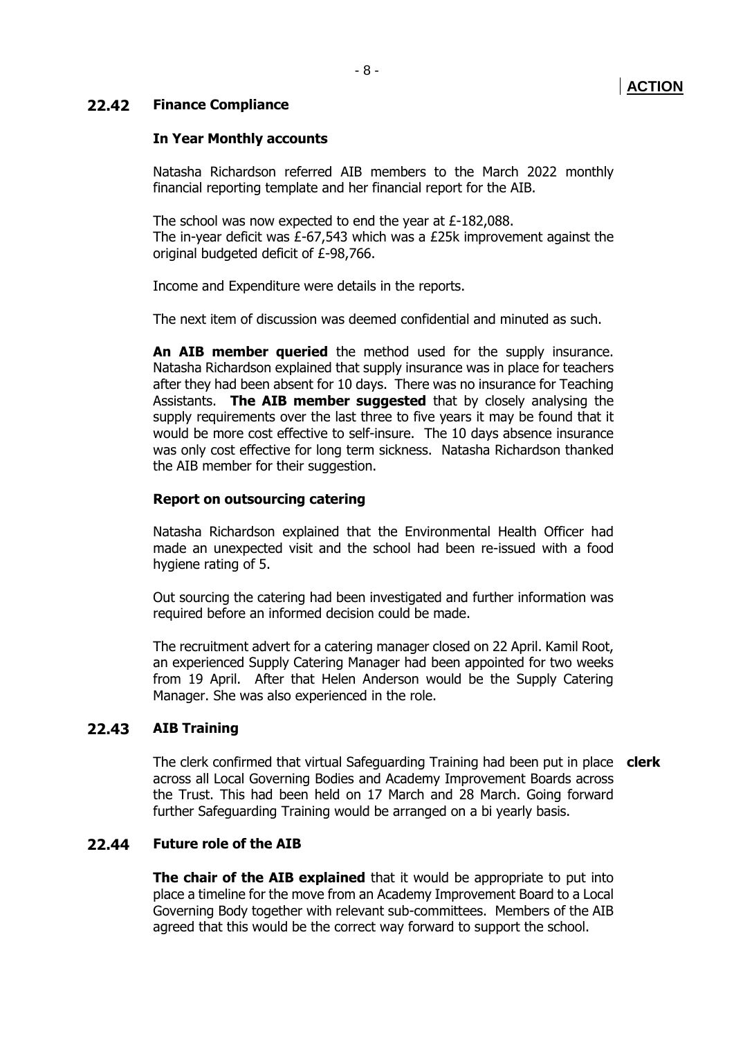**ACTION**

## 22.42 Finance Compliance

### In Year Monthly accounts

Natasha Richardson referred AIB members to the March 2022 monthly financial reporting template and her financial report for the AIB.

The school was now expected to end the year at £-182,088.
The in-year deficit was £-67,543 which was a £25k improvement against the original budgeted deficit of £-98,766.

Income and Expenditure were details in the reports.

The next item of discussion was deemed confidential and minuted as such.

**An AIB member queried** the method used for the supply insurance. Natasha Richardson explained that supply insurance was in place for teachers after they had been absent for 10 days. There was no insurance for Teaching Assistants. **The AIB member suggested** that by closely analysing the supply requirements over the last three to five years it may be found that it would be more cost effective to self-insure. The 10 days absence insurance was only cost effective for long term sickness. Natasha Richardson thanked the AIB member for their suggestion.

### Report on outsourcing catering

Natasha Richardson explained that the Environmental Health Officer had made an unexpected visit and the school had been re-issued with a food hygiene rating of 5.

Out sourcing the catering had been investigated and further information was required before an informed decision could be made.

The recruitment advert for a catering manager closed on 22 April. Kamil Root, an experienced Supply Catering Manager had been appointed for two weeks from 19 April. After that Helen Anderson would be the Supply Catering Manager. She was also experienced in the role.

## 22.43 AIB Training

The clerk confirmed that virtual Safeguarding Training had been put in place across all Local Governing Bodies and Academy Improvement Boards across the Trust. This had been held on 17 March and 28 March. Going forward further Safeguarding Training would be arranged on a bi yearly basis. **clerk**

## 22.44 Future role of the AIB

**The chair of the AIB explained** that it would be appropriate to put into place a timeline for the move from an Academy Improvement Board to a Local Governing Body together with relevant sub-committees. Members of the AIB agreed that this would be the correct way forward to support the school.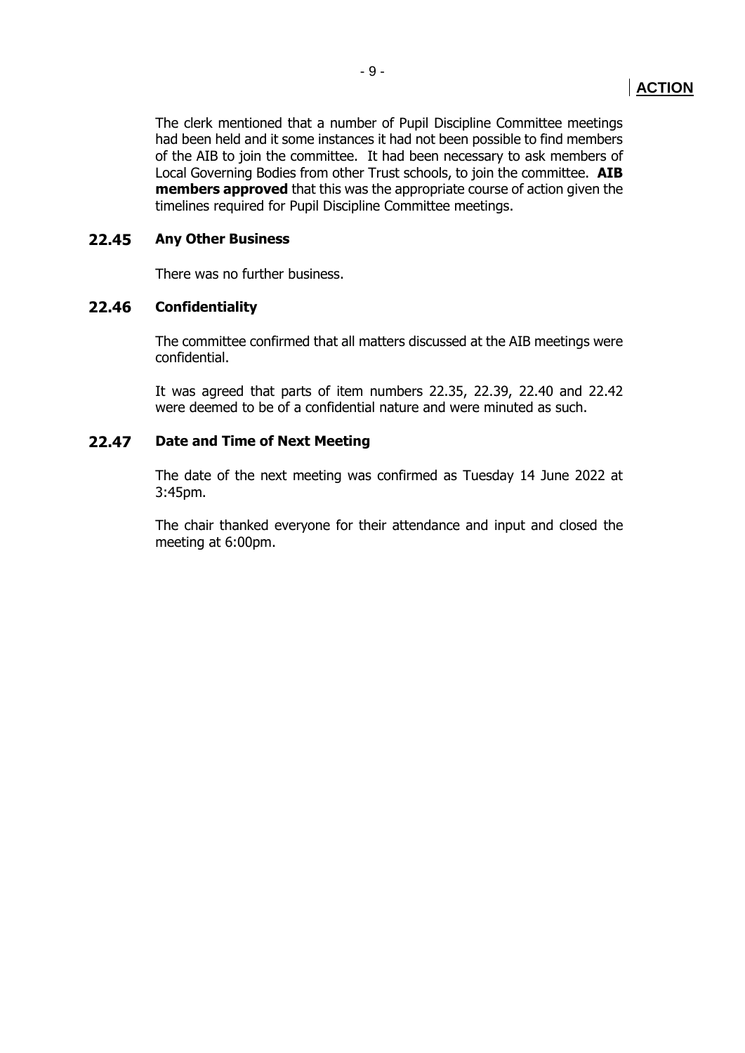**ACTION**

The clerk mentioned that a number of Pupil Discipline Committee meetings had been held and it some instances it had not been possible to find members of the AIB to join the committee. It had been necessary to ask members of Local Governing Bodies from other Trust schools, to join the committee. **AIB members approved** that this was the appropriate course of action given the timelines required for Pupil Discipline Committee meetings.

## 22.45 Any Other Business

There was no further business.

## 22.46 Confidentiality

The committee confirmed that all matters discussed at the AIB meetings were confidential.

It was agreed that parts of item numbers 22.35, 22.39, 22.40 and 22.42 were deemed to be of a confidential nature and were minuted as such.

## 22.47 Date and Time of Next Meeting

The date of the next meeting was confirmed as Tuesday 14 June 2022 at 3:45pm.

The chair thanked everyone for their attendance and input and closed the meeting at 6:00pm.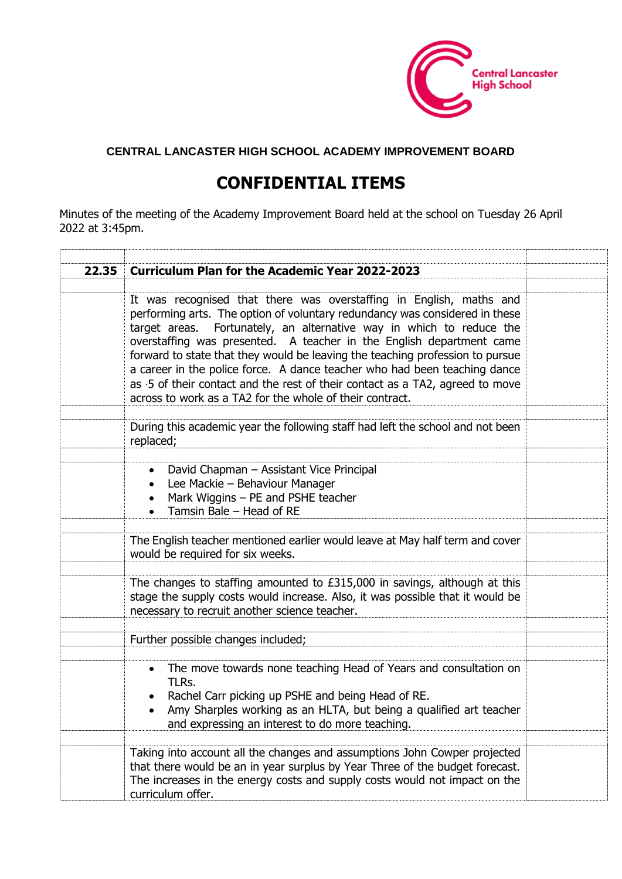**CENTRAL LANCASTER HIGH SCHOOL ACADEMY IMPROVEMENT BOARD**

# CONFIDENTIAL ITEMS

Minutes of the meeting of the Academy Improvement Board held at the school on Tuesday 26 April 2022 at 3:45pm.

| | | |
|---|---|---|
| **22.35** | **Curriculum Plan for the Academic Year 2022-2023** | |
| | It was recognised that there was overstaffing in English, maths and performing arts. The option of voluntary redundancy was considered in these target areas. Fortunately, an alternative way in which to reduce the overstaffing was presented. A teacher in the English department came forward to state that they would be leaving the teaching profession to pursue a career in the police force. A dance teacher who had been teaching dance as ·5 of their contact and the rest of their contact as a TA2, agreed to move across to work as a TA2 for the whole of their contract. | |
| | During this academic year the following staff had left the school and not been replaced; | |
| | • David Chapman – Assistant Vice Principal<br>• Lee Mackie – Behaviour Manager<br>• Mark Wiggins – PE and PSHE teacher<br>• Tamsin Bale – Head of RE | |
| | The English teacher mentioned earlier would leave at May half term and cover would be required for six weeks. | |
| | The changes to staffing amounted to £315,000 in savings, although at this stage the supply costs would increase. Also, it was possible that it would be necessary to recruit another science teacher. | |
| | Further possible changes included; | |
| | • The move towards none teaching Head of Years and consultation on TLRs.<br>• Rachel Carr picking up PSHE and being Head of RE.<br>• Amy Sharples working as an HLTA, but being a qualified art teacher and expressing an interest to do more teaching. | |
| | Taking into account all the changes and assumptions John Cowper projected that there would be an in year surplus by Year Three of the budget forecast. The increases in the energy costs and supply costs would not impact on the curriculum offer. | |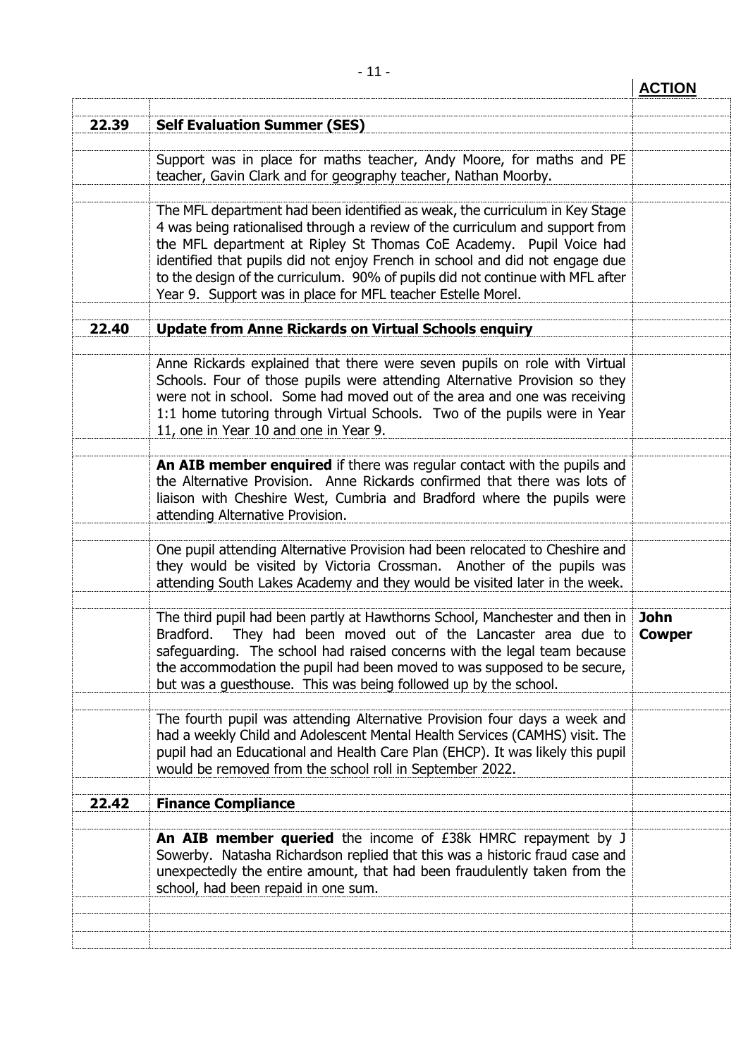| | | ACTION |
|---|---|---|
| **22.39** | **Self Evaluation Summer (SES)** | |
| | Support was in place for maths teacher, Andy Moore, for maths and PE teacher, Gavin Clark and for geography teacher, Nathan Moorby. | |
| | The MFL department had been identified as weak, the curriculum in Key Stage 4 was being rationalised through a review of the curriculum and support from the MFL department at Ripley St Thomas CoE Academy. Pupil Voice had identified that pupils did not enjoy French in school and did not engage due to the design of the curriculum. 90% of pupils did not continue with MFL after Year 9. Support was in place for MFL teacher Estelle Morel. | |
| **22.40** | **Update from Anne Rickards on Virtual Schools enquiry** | |
| | Anne Rickards explained that there were seven pupils on role with Virtual Schools. Four of those pupils were attending Alternative Provision so they were not in school. Some had moved out of the area and one was receiving 1:1 home tutoring through Virtual Schools. Two of the pupils were in Year 11, one in Year 10 and one in Year 9. | |
| | **An AIB member enquired** if there was regular contact with the pupils and the Alternative Provision. Anne Rickards confirmed that there was lots of liaison with Cheshire West, Cumbria and Bradford where the pupils were attending Alternative Provision. | |
| | One pupil attending Alternative Provision had been relocated to Cheshire and they would be visited by Victoria Crossman. Another of the pupils was attending South Lakes Academy and they would be visited later in the week. | |
| | The third pupil had been partly at Hawthorns School, Manchester and then in Bradford. They had been moved out of the Lancaster area due to safeguarding. The school had raised concerns with the legal team because the accommodation the pupil had been moved to was supposed to be secure, but was a guesthouse. This was being followed up by the school. | **John Cowper** |
| | The fourth pupil was attending Alternative Provision four days a week and had a weekly Child and Adolescent Mental Health Services (CAMHS) visit. The pupil had an Educational and Health Care Plan (EHCP). It was likely this pupil would be removed from the school roll in September 2022. | |
| **22.42** | **Finance Compliance** | |
| | **An AIB member queried** the income of £38k HMRC repayment by J Sowerby. Natasha Richardson replied that this was a historic fraud case and unexpectedly the entire amount, that had been fraudulently taken from the school, had been repaid in one sum. | |